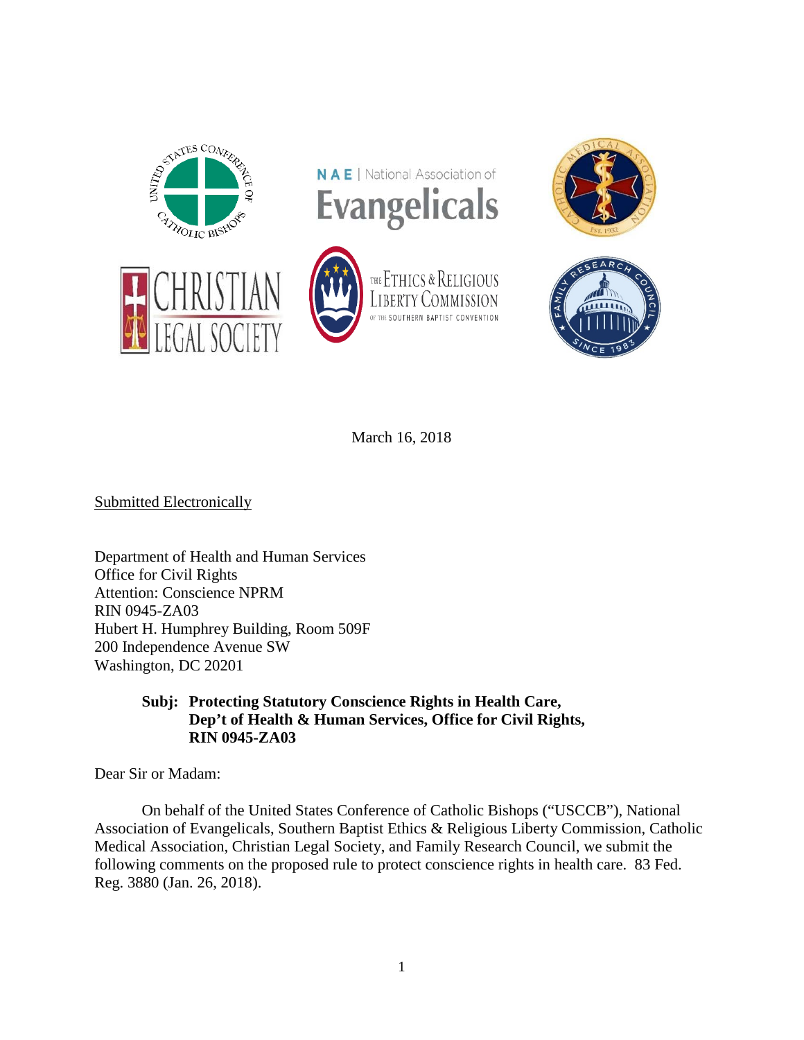March 16, 2018

Submitted Electronically

Department of Health and Human Services
Office for Civil Rights
Attention: Conscience NPRM
RIN 0945-ZA03
Hubert H. Humphrey Building, Room 509F
200 Independence Avenue SW
Washington, DC 20201

**Subj: Protecting Statutory Conscience Rights in Health Care, Dep't of Health & Human Services, Office for Civil Rights, RIN 0945-ZA03**

Dear Sir or Madam:

On behalf of the United States Conference of Catholic Bishops ("USCCB"), National Association of Evangelicals, Southern Baptist Ethics & Religious Liberty Commission, Catholic Medical Association, Christian Legal Society, and Family Research Council, we submit the following comments on the proposed rule to protect conscience rights in health care. 83 Fed. Reg. 3880 (Jan. 26, 2018).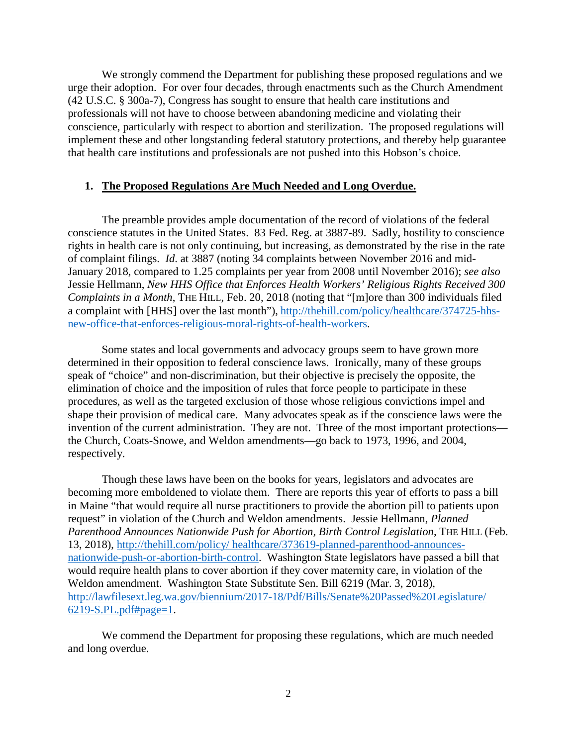We strongly commend the Department for publishing these proposed regulations and we urge their adoption. For over four decades, through enactments such as the Church Amendment (42 U.S.C. § 300a-7), Congress has sought to ensure that health care institutions and professionals will not have to choose between abandoning medicine and violating their conscience, particularly with respect to abortion and sterilization. The proposed regulations will implement these and other longstanding federal statutory protections, and thereby help guarantee that health care institutions and professionals are not pushed into this Hobson's choice.

## 1. **The Proposed Regulations Are Much Needed and Long Overdue.**

The preamble provides ample documentation of the record of violations of the federal conscience statutes in the United States. 83 Fed. Reg. at 3887-89. Sadly, hostility to conscience rights in health care is not only continuing, but increasing, as demonstrated by the rise in the rate of complaint filings. *Id.* at 3887 (noting 34 complaints between November 2016 and mid-January 2018, compared to 1.25 complaints per year from 2008 until November 2016); *see also* Jessie Hellmann, *New HHS Office that Enforces Health Workers' Religious Rights Received 300 Complaints in a Month*, THE HILL, Feb. 20, 2018 (noting that "[m]ore than 300 individuals filed a complaint with [HHS] over the last month"), [http://thehill.com/policy/healthcare/374725-hhs-new-office-that-enforces-religious-moral-rights-of-health-workers](http://thehill.com/policy/healthcare/374725-hhs-new-office-that-enforces-religious-moral-rights-of-health-workers).

Some states and local governments and advocacy groups seem to have grown more determined in their opposition to federal conscience laws. Ironically, many of these groups speak of "choice" and non-discrimination, but their objective is precisely the opposite, the elimination of choice and the imposition of rules that force people to participate in these procedures, as well as the targeted exclusion of those whose religious convictions impel and shape their provision of medical care. Many advocates speak as if the conscience laws were the invention of the current administration. They are not. Three of the most important protections—the Church, Coats-Snowe, and Weldon amendments—go back to 1973, 1996, and 2004, respectively.

Though these laws have been on the books for years, legislators and advocates are becoming more emboldened to violate them. There are reports this year of efforts to pass a bill in Maine "that would require all nurse practitioners to provide the abortion pill to patients upon request" in violation of the Church and Weldon amendments. Jessie Hellmann, *Planned Parenthood Announces Nationwide Push for Abortion, Birth Control Legislation*, THE HILL (Feb. 13, 2018), [http://thehill.com/policy/ healthcare/373619-planned-parenthood-announces-nationwide-push-or-abortion-birth-control](http://thehill.com/policy/healthcare/373619-planned-parenthood-announces-nationwide-push-or-abortion-birth-control). Washington State legislators have passed a bill that would require health plans to cover abortion if they cover maternity care, in violation of the Weldon amendment. Washington State Substitute Sen. Bill 6219 (Mar. 3, 2018), [http://lawfilesext.leg.wa.gov/biennium/2017-18/Pdf/Bills/Senate%20Passed%20Legislature/6219-S.PL.pdf#page=1](http://lawfilesext.leg.wa.gov/biennium/2017-18/Pdf/Bills/Senate%20Passed%20Legislature/6219-S.PL.pdf#page=1).

We commend the Department for proposing these regulations, which are much needed and long overdue.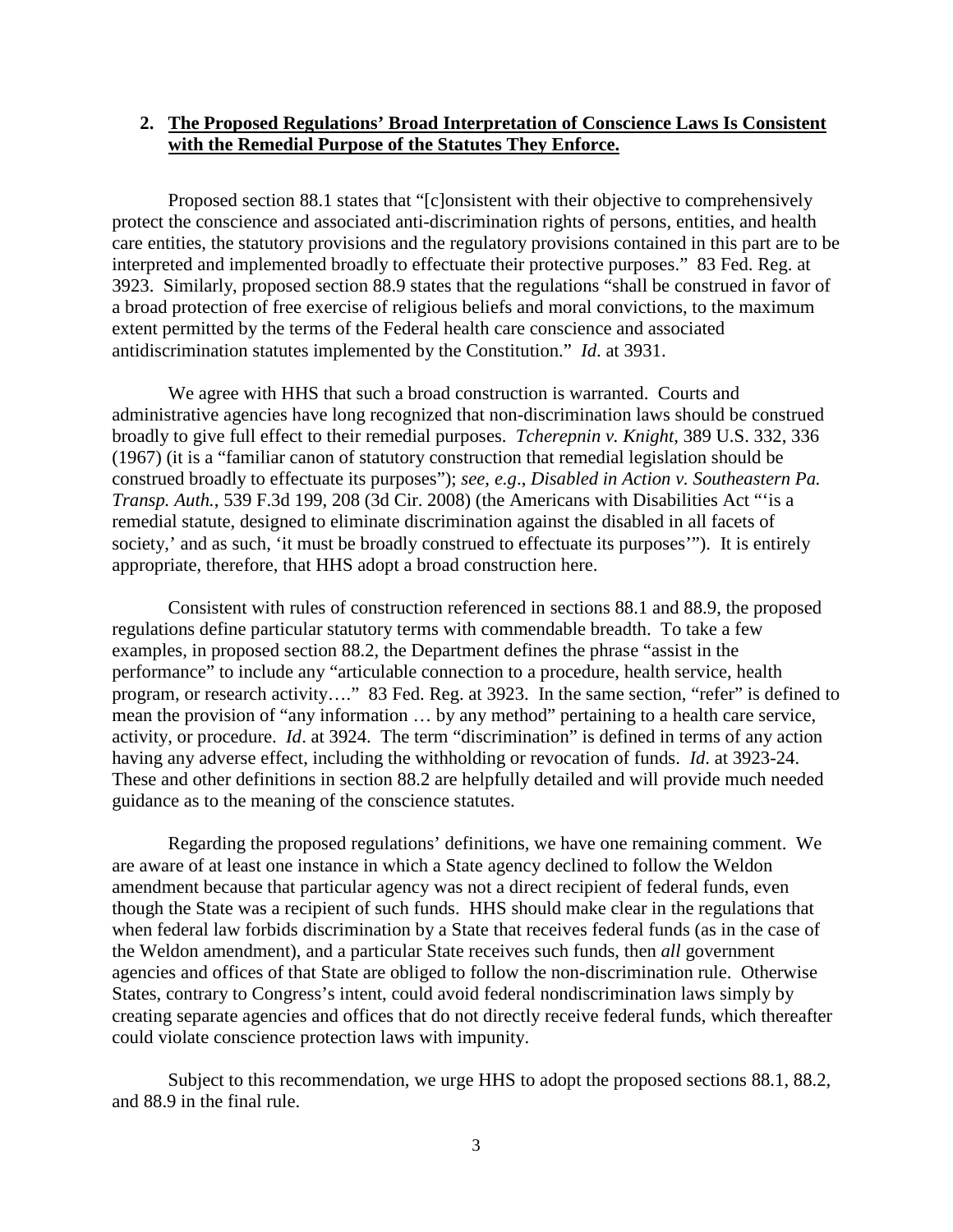## 2. <u>The Proposed Regulations' Broad Interpretation of Conscience Laws Is Consistent with the Remedial Purpose of the Statutes They Enforce.</u>

Proposed section 88.1 states that "[c]onsistent with their objective to comprehensively protect the conscience and associated anti-discrimination rights of persons, entities, and health care entities, the statutory provisions and the regulatory provisions contained in this part are to be interpreted and implemented broadly to effectuate their protective purposes." 83 Fed. Reg. at 3923. Similarly, proposed section 88.9 states that the regulations "shall be construed in favor of a broad protection of free exercise of religious beliefs and moral convictions, to the maximum extent permitted by the terms of the Federal health care conscience and associated antidiscrimination statutes implemented by the Constitution." *Id*. at 3931.

We agree with HHS that such a broad construction is warranted. Courts and administrative agencies have long recognized that non-discrimination laws should be construed broadly to give full effect to their remedial purposes. *Tcherepnin v. Knight*, 389 U.S. 332, 336 (1967) (it is a "familiar canon of statutory construction that remedial legislation should be construed broadly to effectuate its purposes"); *see*, *e.g*., *Disabled in Action v. Southeastern Pa. Transp. Auth.*, 539 F.3d 199, 208 (3d Cir. 2008) (the Americans with Disabilities Act "'is a remedial statute, designed to eliminate discrimination against the disabled in all facets of society,' and as such, 'it must be broadly construed to effectuate its purposes'"). It is entirely appropriate, therefore, that HHS adopt a broad construction here.

Consistent with rules of construction referenced in sections 88.1 and 88.9, the proposed regulations define particular statutory terms with commendable breadth. To take a few examples, in proposed section 88.2, the Department defines the phrase "assist in the performance" to include any "articulable connection to a procedure, health service, health program, or research activity…." 83 Fed. Reg. at 3923. In the same section, "refer" is defined to mean the provision of "any information … by any method" pertaining to a health care service, activity, or procedure. *Id*. at 3924. The term "discrimination" is defined in terms of any action having any adverse effect, including the withholding or revocation of funds. *Id*. at 3923-24. These and other definitions in section 88.2 are helpfully detailed and will provide much needed guidance as to the meaning of the conscience statutes.

Regarding the proposed regulations' definitions, we have one remaining comment. We are aware of at least one instance in which a State agency declined to follow the Weldon amendment because that particular agency was not a direct recipient of federal funds, even though the State was a recipient of such funds. HHS should make clear in the regulations that when federal law forbids discrimination by a State that receives federal funds (as in the case of the Weldon amendment), and a particular State receives such funds, then *all* government agencies and offices of that State are obliged to follow the non-discrimination rule. Otherwise States, contrary to Congress's intent, could avoid federal nondiscrimination laws simply by creating separate agencies and offices that do not directly receive federal funds, which thereafter could violate conscience protection laws with impunity.

Subject to this recommendation, we urge HHS to adopt the proposed sections 88.1, 88.2, and 88.9 in the final rule.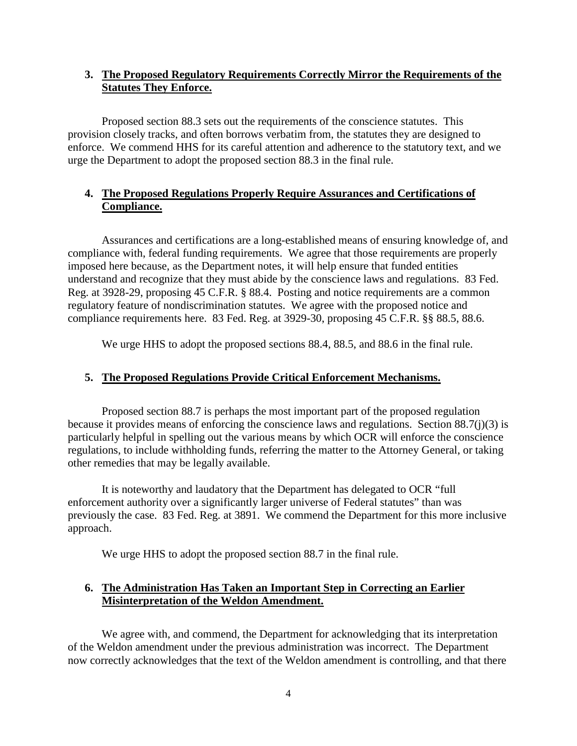### 3. The Proposed Regulatory Requirements Correctly Mirror the Requirements of the Statutes They Enforce.

Proposed section 88.3 sets out the requirements of the conscience statutes. This provision closely tracks, and often borrows verbatim from, the statutes they are designed to enforce. We commend HHS for its careful attention and adherence to the statutory text, and we urge the Department to adopt the proposed section 88.3 in the final rule.

### 4. The Proposed Regulations Properly Require Assurances and Certifications of Compliance.

Assurances and certifications are a long-established means of ensuring knowledge of, and compliance with, federal funding requirements. We agree that those requirements are properly imposed here because, as the Department notes, it will help ensure that funded entities understand and recognize that they must abide by the conscience laws and regulations. 83 Fed. Reg. at 3928-29, proposing 45 C.F.R. § 88.4. Posting and notice requirements are a common regulatory feature of nondiscrimination statutes. We agree with the proposed notice and compliance requirements here. 83 Fed. Reg. at 3929-30, proposing 45 C.F.R. §§ 88.5, 88.6.

We urge HHS to adopt the proposed sections 88.4, 88.5, and 88.6 in the final rule.

### 5. The Proposed Regulations Provide Critical Enforcement Mechanisms.

Proposed section 88.7 is perhaps the most important part of the proposed regulation because it provides means of enforcing the conscience laws and regulations. Section 88.7(j)(3) is particularly helpful in spelling out the various means by which OCR will enforce the conscience regulations, to include withholding funds, referring the matter to the Attorney General, or taking other remedies that may be legally available.

It is noteworthy and laudatory that the Department has delegated to OCR "full enforcement authority over a significantly larger universe of Federal statutes" than was previously the case. 83 Fed. Reg. at 3891. We commend the Department for this more inclusive approach.

We urge HHS to adopt the proposed section 88.7 in the final rule.

### 6. The Administration Has Taken an Important Step in Correcting an Earlier Misinterpretation of the Weldon Amendment.

We agree with, and commend, the Department for acknowledging that its interpretation of the Weldon amendment under the previous administration was incorrect. The Department now correctly acknowledges that the text of the Weldon amendment is controlling, and that there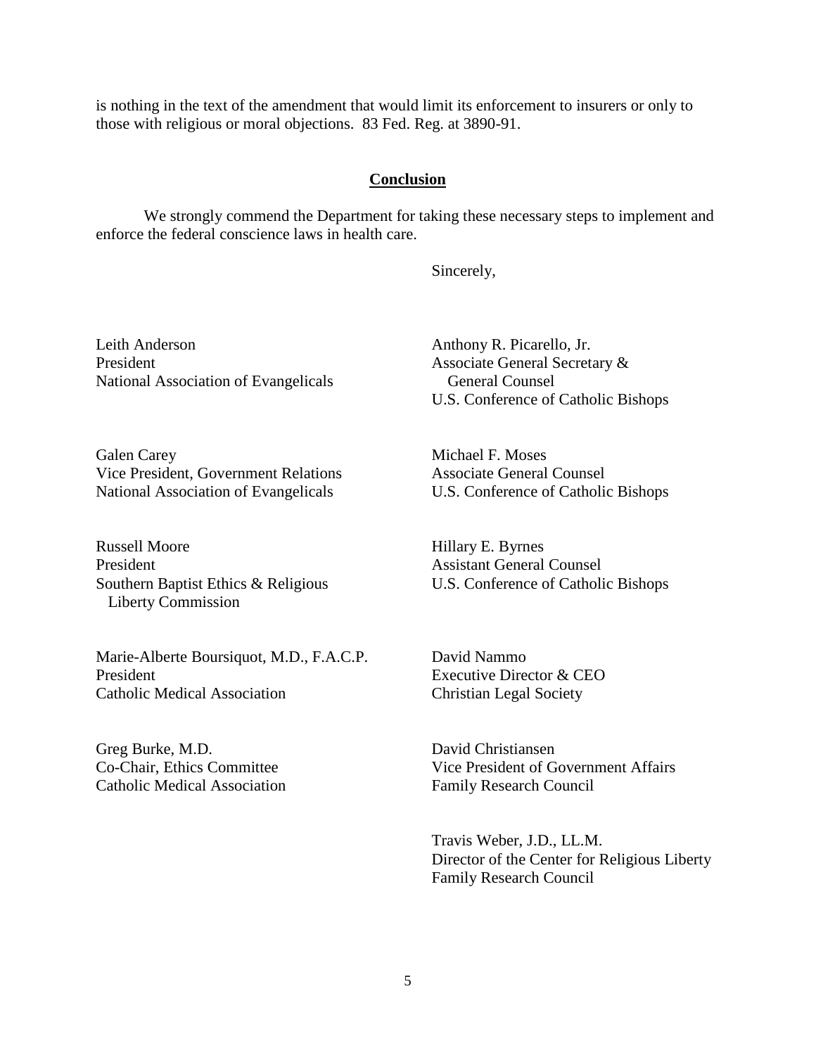is nothing in the text of the amendment that would limit its enforcement to insurers or only to those with religious or moral objections. 83 Fed. Reg. at 3890-91.

## **Conclusion**

We strongly commend the Department for taking these necessary steps to implement and enforce the federal conscience laws in health care.

Sincerely,

Leith Anderson
President
National Association of Evangelicals

Galen Carey
Vice President, Government Relations
National Association of Evangelicals

Russell Moore
President
Southern Baptist Ethics & Religious Liberty Commission

Marie-Alberte Boursiquot, M.D., F.A.C.P.
President
Catholic Medical Association

Greg Burke, M.D.
Co-Chair, Ethics Committee
Catholic Medical Association

Anthony R. Picarello, Jr.
Associate General Secretary & General Counsel
U.S. Conference of Catholic Bishops

Michael F. Moses
Associate General Counsel
U.S. Conference of Catholic Bishops

Hillary E. Byrnes
Assistant General Counsel
U.S. Conference of Catholic Bishops

David Nammo
Executive Director & CEO
Christian Legal Society

David Christiansen
Vice President of Government Affairs
Family Research Council

Travis Weber, J.D., LL.M.
Director of the Center for Religious Liberty
Family Research Council